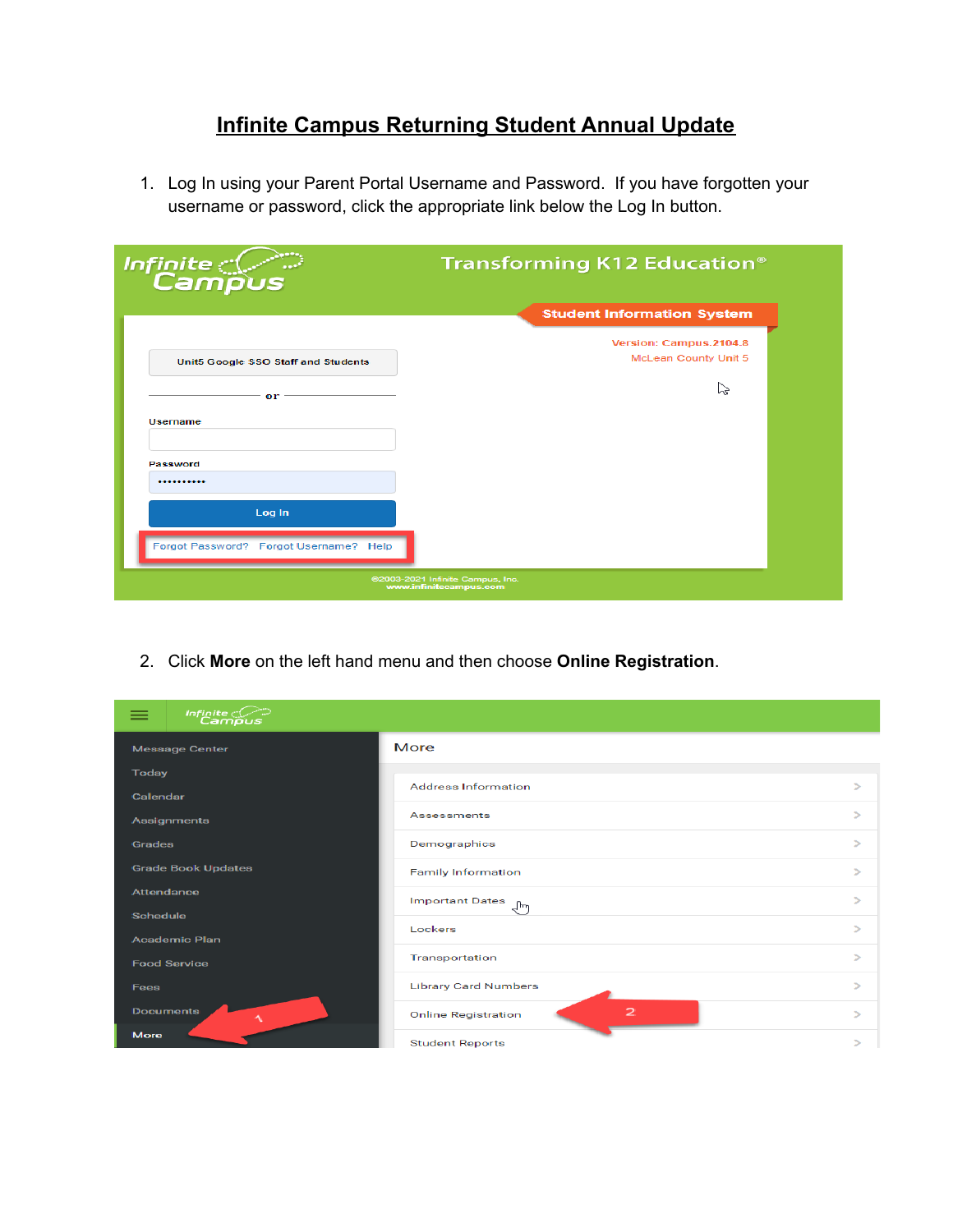# Infinite Campus Returning Student Annual Update

1. Log In using your Parent Portal Username and Password. If you have forgotten your username or password, click the appropriate link below the Log In button.

2. Click **More** on the left hand menu and then choose **Online Registration**.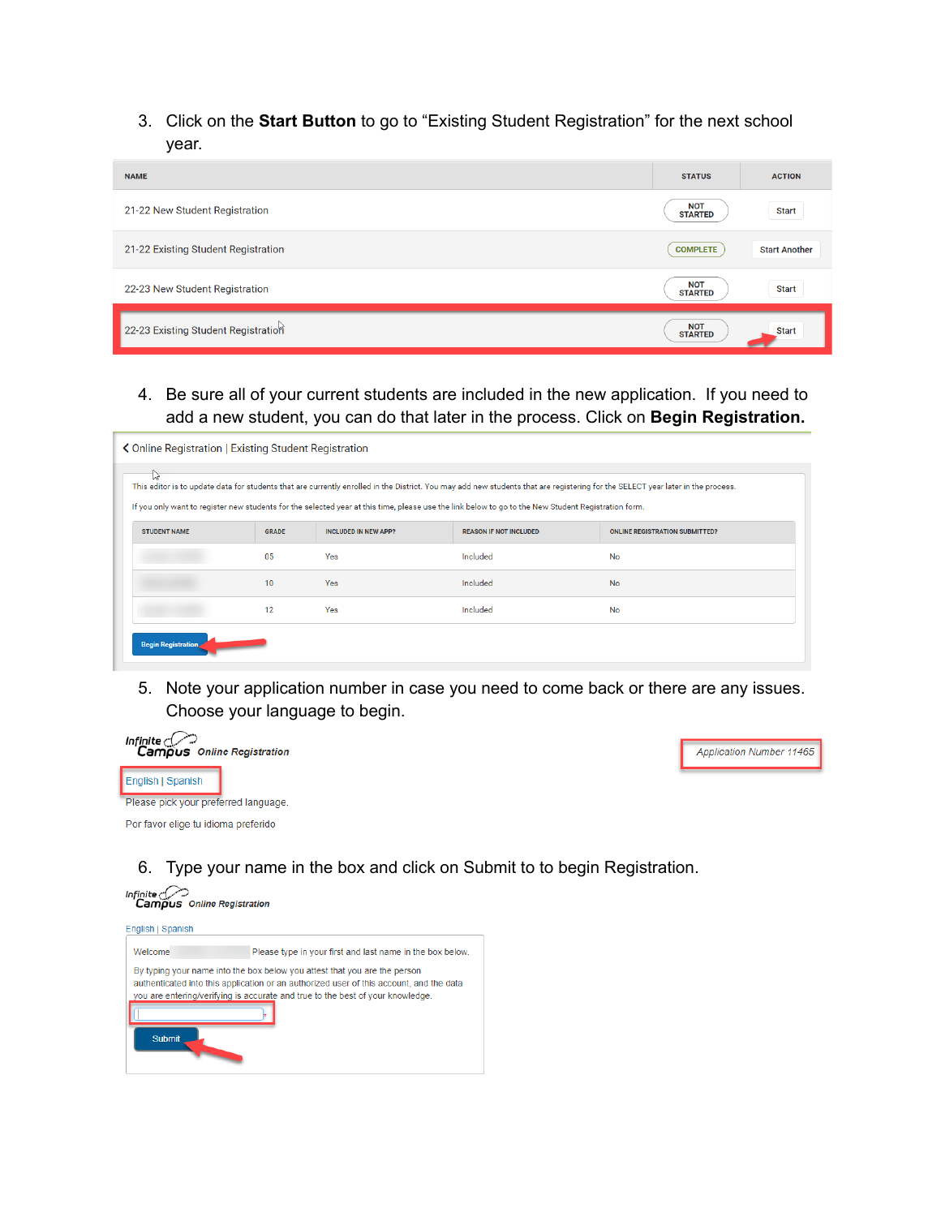3. Click on the **Start Button** to go to "Existing Student Registration" for the next school year.

| NAME | STATUS | ACTION |
|---|---|---|
| 21-22 New Student Registration | NOT STARTED | Start |
| 21-22 Existing Student Registration | COMPLETE | Start Another |
| 22-23 New Student Registration | NOT STARTED | Start |
| 22-23 Existing Student Registration | NOT STARTED | Start |

4. Be sure all of your current students are included in the new application. If you need to add a new student, you can do that later in the process. Click on **Begin Registration.**

< Online Registration | Existing Student Registration

This editor is to update data for students that are currently enrolled in the District. You may add new students that are registering for the SELECT year later in the process.

If you only want to register new students for the selected year at this time, please use the link below to go to the New Student Registration form.

| STUDENT NAME | GRADE | INCLUDED IN NEW APP? | REASON IF NOT INCLUDED | ONLINE REGISTRATION SUBMITTED? |
|---|---|---|---|---|
| | 05 | Yes | Included | No |
| | 10 | Yes | Included | No |
| | 12 | Yes | Included | No |

Begin Registration

5. Note your application number in case you need to come back or there are any issues. Choose your language to begin.

Infinite Campus Online Registration

Application Number 11465

English | Spanish

Please pick your preferred language.

Por favor elige tu idioma preferido

6. Type your name in the box and click on Submit to to begin Registration.

Infinite Campus Online Registration

English | Spanish

Welcome Please type in your first and last name in the box below.

By typing your name into the box below you attest that you are the person authenticated into this application or an authorized user of this account, and the data you are entering/verifying is accurate and true to the best of your knowledge.

Submit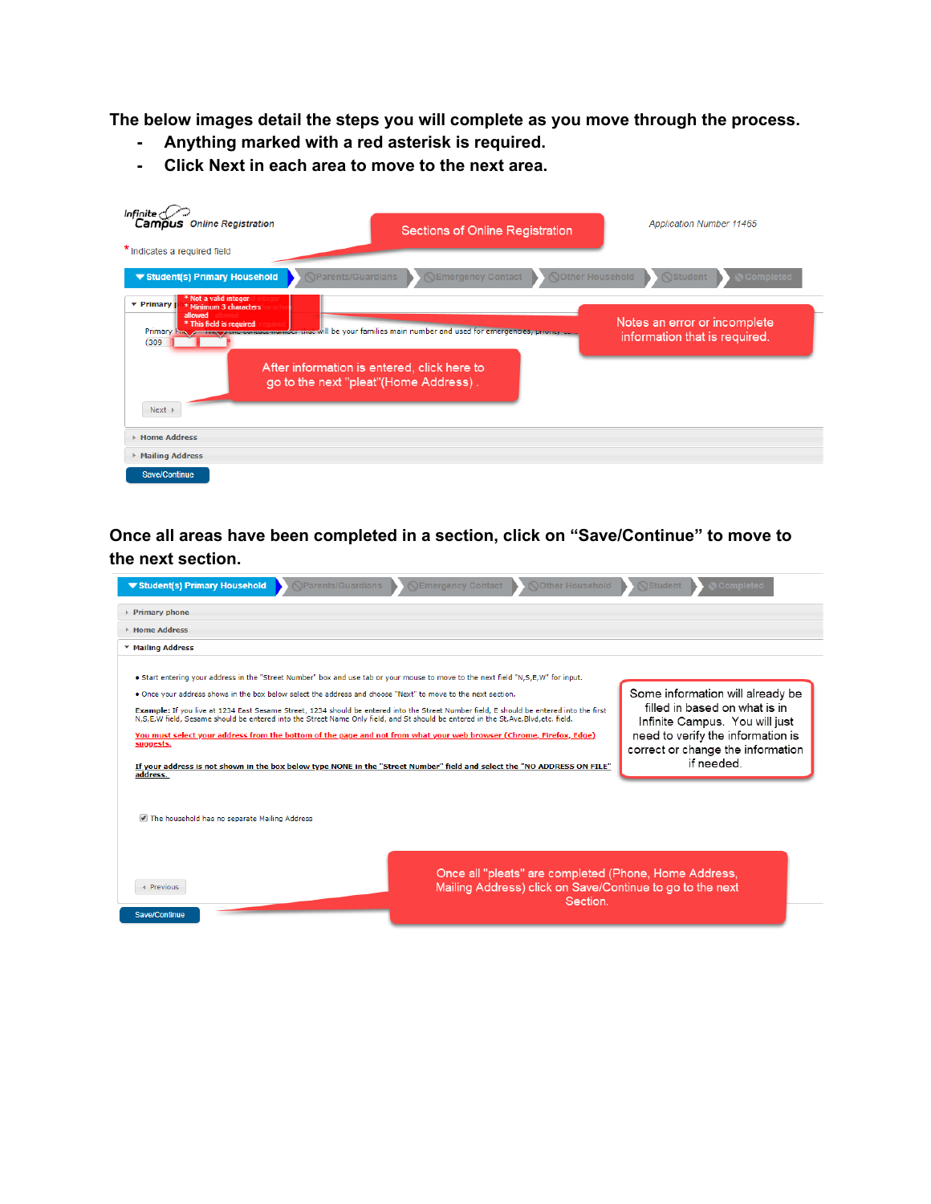**The below images detail the steps you will complete as you move through the process.**

- **Anything marked with a red asterisk is required.**
- **Click Next in each area to move to the next area.**

Infinite Campus Online Registration

Application Number 11465

Sections of Online Registration

\* Indicates a required field

Student(s) Primary Household | Parents/Guardians | Emergency Contact | Other Household | Student | Completed

Primary phone

\* Not a valid integer
\* Minimum 3 characters allowed
\* This field is required

Primary Phone: This contact number that will be your families main number and used for emergencies, priority calls

(309

Notes an error or incomplete information that is required.

After information is entered, click here to go to the next "pleat"(Home Address).

Next

Home Address

Mailing Address

Save/Continue

**Once all areas have been completed in a section, click on "Save/Continue" to move to the next section.**

Student(s) Primary Household | Parents/Guardians | Emergency Contact | Other Household | Student | Completed

Primary phone

Home Address

Mailing Address

- Start entering your address in the "Street Number" box and use tab or your mouse to move to the next field "N,S,E,W" for input.
- Once your address shows in the box below select the address and choose "Next" to move to the next section.

**Example:** If you live at 1234 East Sesame Street, 1234 should be entered into the Street Number field, E should be entered into the first N,S,E,W field, Sesame should be entered into the Street Name Only field, and St should be entered in the St,Ave,Blvd,etc. field.

You must select your address from the bottom of the page and not from what your web browser (Chrome, Firefox, Edge) suggests.

If your address is not shown in the box below type NONE in the "Street Number" field and select the "NO ADDRESS ON FILE" address.

Some information will already be filled in based on what is in Infinite Campus. You will just need to verify the information is correct or change the information if needed.

☑ The household has no separate Mailing Address

Previous

Save/Continue

Once all "pleats" are completed (Phone, Home Address, Mailing Address) click on Save/Continue to go to the next Section.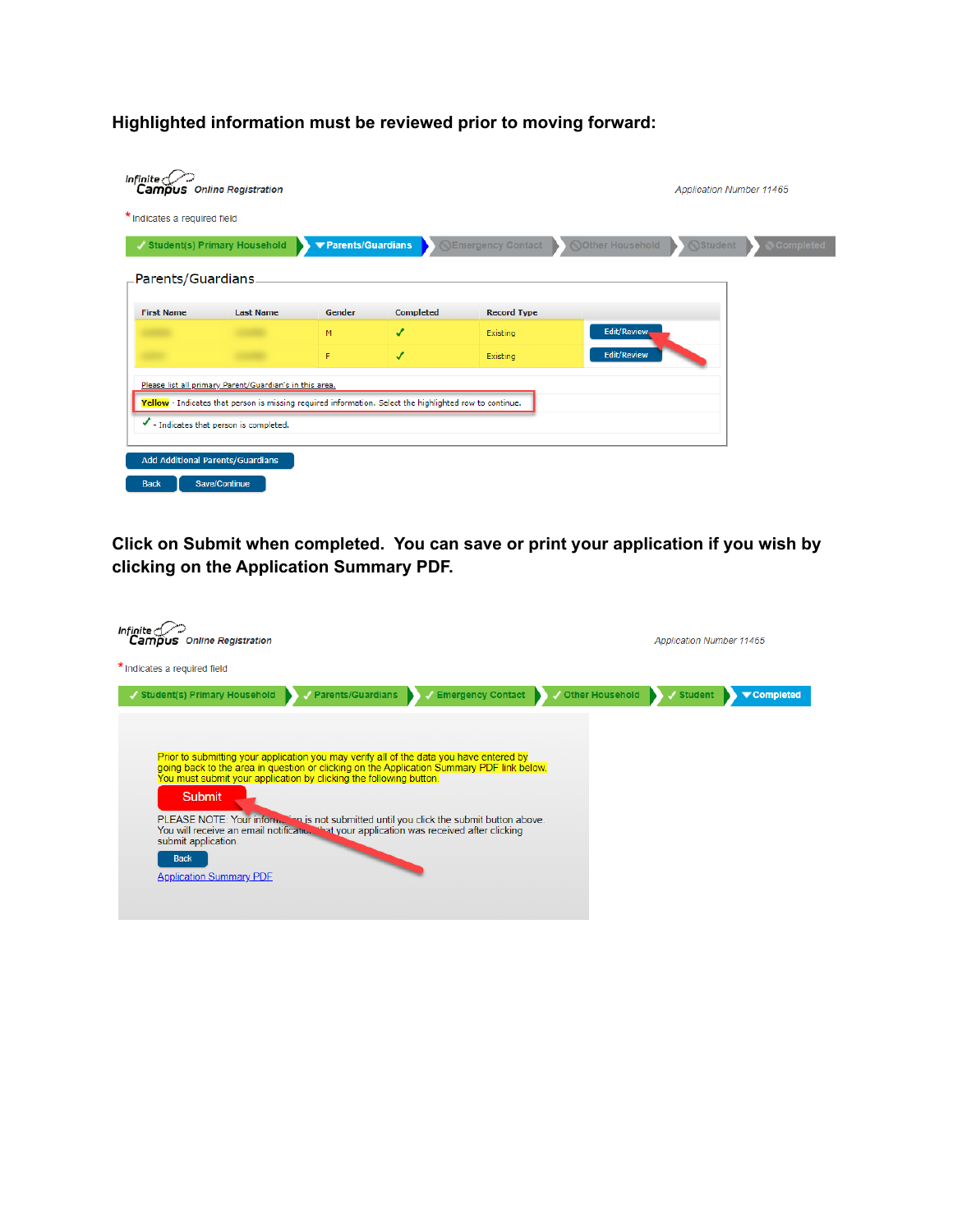**Highlighted information must be reviewed prior to moving forward:**

Infinite Campus Online Registration

Application Number 11465

\* Indicates a required field

✓ Student(s) Primary Household | Parents/Guardians | Emergency Contact | Other Household | Student | Completed

Parents/Guardians

| First Name | Last Name | Gender | Completed | Record Type | |
|---|---|---|---|---|---|
| | | M | ✓ | Existing | Edit/Review |
| | | F | ✓ | Existing | Edit/Review |

Please list all primary Parent/Guardian's in this area.

Yellow - Indicates that person is missing required information. Select the highlighted row to continue.

✓ - Indicates that person is completed.

Add Additional Parents/Guardians

Back | Save/Continue

**Click on Submit when completed. You can save or print your application if you wish by clicking on the Application Summary PDF.**

Infinite Campus Online Registration

Application Number 11465

\* Indicates a required field

✓ Student(s) Primary Household | ✓ Parents/Guardians | ✓ Emergency Contact | ✓ Other Household | ✓ Student | Completed

Prior to submitting your application you may verify all of the data you have entered by going back to the area in question or clicking on the Application Summary PDF link below. You must submit your application by clicking the following button.

Submit

PLEASE NOTE: Your information is not submitted until you click the submit button above. You will receive an email notification that your application was received after clicking submit application.

Back

Application Summary PDF